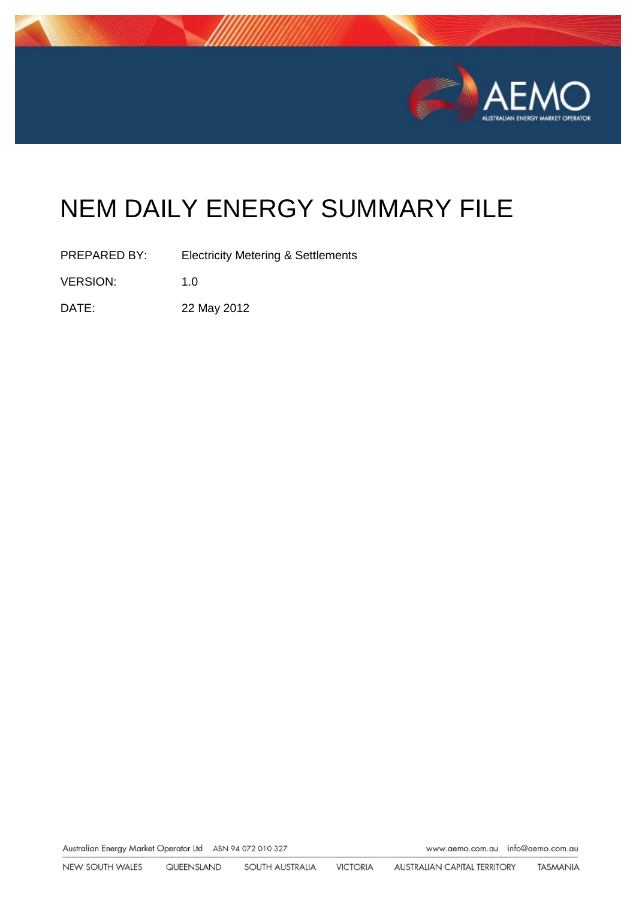# NEM DAILY ENERGY SUMMARY FILE

| | |
|---|---|
| PREPARED BY: | Electricity Metering & Settlements |
| VERSION: | 1.0 |
| DATE: | 22 May 2012 |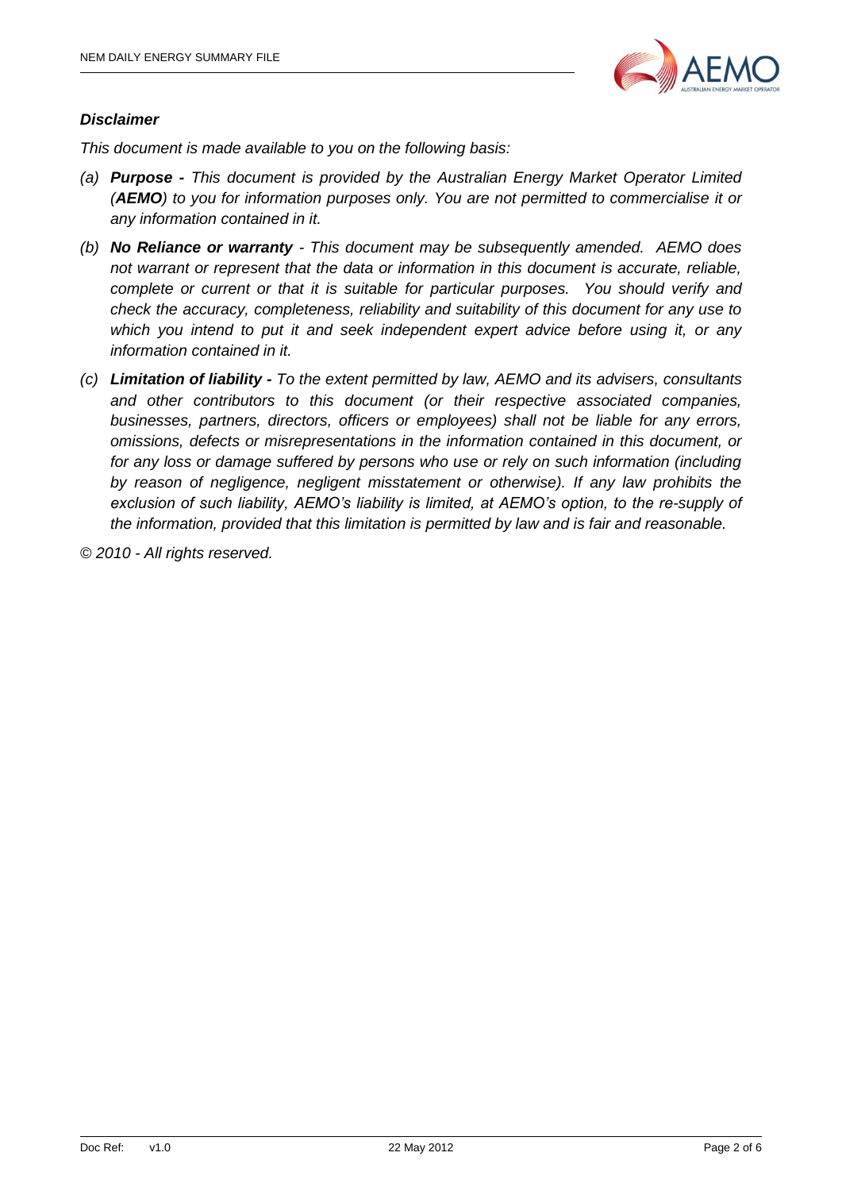***Disclaimer***

*This document is made available to you on the following basis:*

*(a) **Purpose -** This document is provided by the Australian Energy Market Operator Limited (**AEMO**) to you for information purposes only. You are not permitted to commercialise it or any information contained in it.*

*(b) **No Reliance or warranty** - This document may be subsequently amended. AEMO does not warrant or represent that the data or information in this document is accurate, reliable, complete or current or that it is suitable for particular purposes. You should verify and check the accuracy, completeness, reliability and suitability of this document for any use to which you intend to put it and seek independent expert advice before using it, or any information contained in it.*

*(c) **Limitation of liability -** To the extent permitted by law, AEMO and its advisers, consultants and other contributors to this document (or their respective associated companies, businesses, partners, directors, officers or employees) shall not be liable for any errors, omissions, defects or misrepresentations in the information contained in this document, or for any loss or damage suffered by persons who use or rely on such information (including by reason of negligence, negligent misstatement or otherwise). If any law prohibits the exclusion of such liability, AEMO's liability is limited, at AEMO's option, to the re-supply of the information, provided that this limitation is permitted by law and is fair and reasonable.*

*© 2010 - All rights reserved.*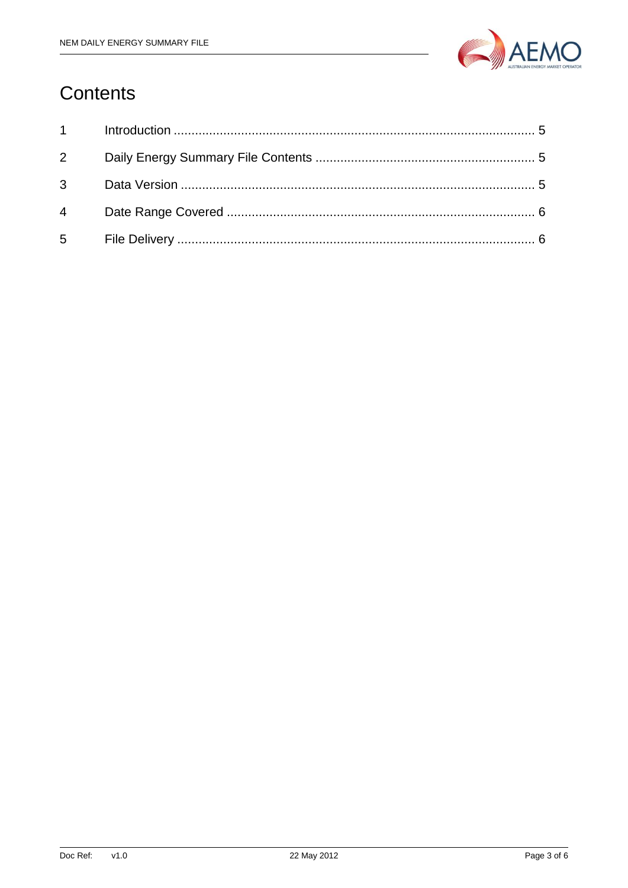# Contents

| | | |
|---|---|---|
| 1 | Introduction | 5 |
| 2 | Daily Energy Summary File Contents | 5 |
| 3 | Data Version | 5 |
| 4 | Date Range Covered | 6 |
| 5 | File Delivery | 6 |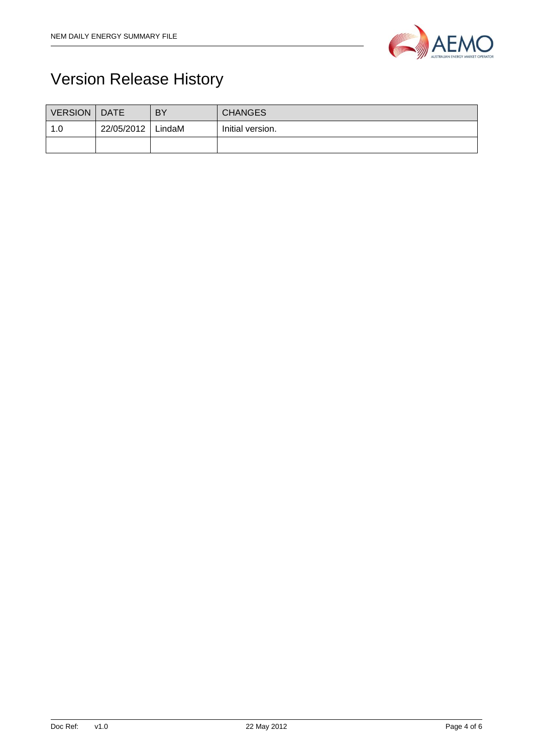# Version Release History

| VERSION | DATE | BY | CHANGES |
|---|---|---|---|
| 1.0 | 22/05/2012 | LindaM | Initial version. |
| | | | |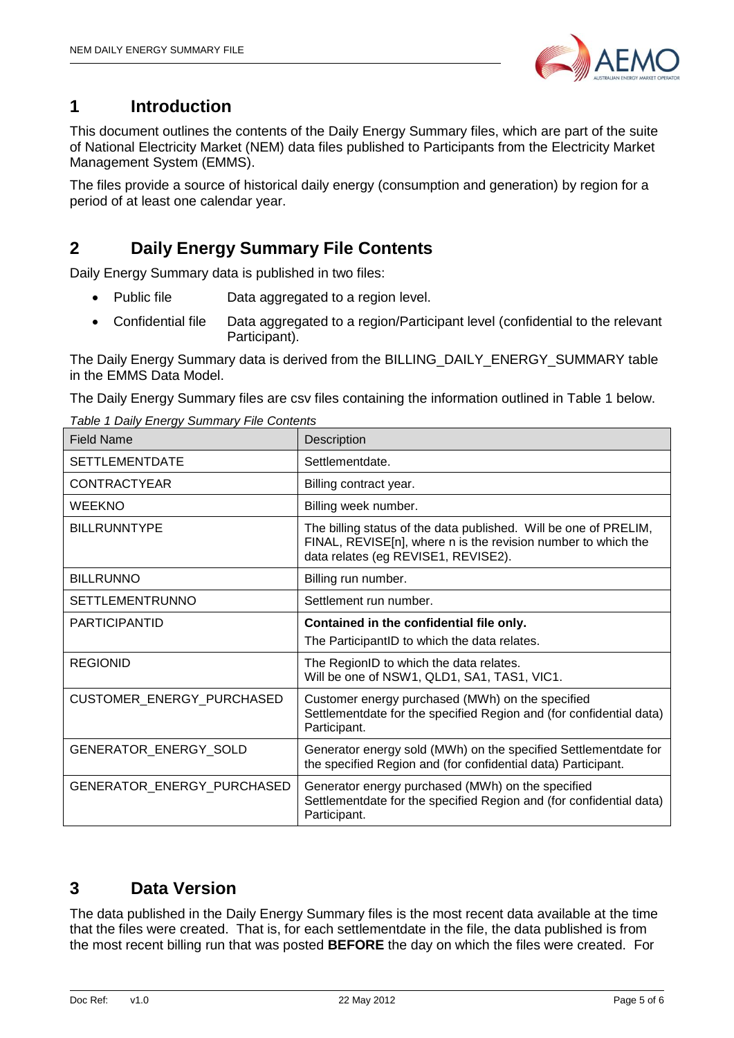# 1 Introduction

This document outlines the contents of the Daily Energy Summary files, which are part of the suite of National Electricity Market (NEM) data files published to Participants from the Electricity Market Management System (EMMS).

The files provide a source of historical daily energy (consumption and generation) by region for a period of at least one calendar year.

# 2 Daily Energy Summary File Contents

Daily Energy Summary data is published in two files:

- Public file Data aggregated to a region level.
- Confidential file Data aggregated to a region/Participant level (confidential to the relevant Participant).

The Daily Energy Summary data is derived from the BILLING_DAILY_ENERGY_SUMMARY table in the EMMS Data Model.

The Daily Energy Summary files are csv files containing the information outlined in Table 1 below.

*Table 1 Daily Energy Summary File Contents*

| Field Name | Description |
|---|---|
| SETTLEMENTDATE | Settlementdate. |
| CONTRACTYEAR | Billing contract year. |
| WEEKNO | Billing week number. |
| BILLRUNNTYPE | The billing status of the data published. Will be one of PRELIM, FINAL, REVISE[n], where n is the revision number to which the data relates (eg REVISE1, REVISE2). |
| BILLRUNNO | Billing run number. |
| SETTLEMENTRUNNO | Settlement run number. |
| PARTICIPANTID | **Contained in the confidential file only.** The ParticipantID to which the data relates. |
| REGIONID | The RegionID to which the data relates. Will be one of NSW1, QLD1, SA1, TAS1, VIC1. |
| CUSTOMER_ENERGY_PURCHASED | Customer energy purchased (MWh) on the specified Settlementdate for the specified Region and (for confidential data) Participant. |
| GENERATOR_ENERGY_SOLD | Generator energy sold (MWh) on the specified Settlementdate for the specified Region and (for confidential data) Participant. |
| GENERATOR_ENERGY_PURCHASED | Generator energy purchased (MWh) on the specified Settlementdate for the specified Region and (for confidential data) Participant. |

# 3 Data Version

The data published in the Daily Energy Summary files is the most recent data available at the time that the files were created. That is, for each settlementdate in the file, the data published is from the most recent billing run that was posted **BEFORE** the day on which the files were created. For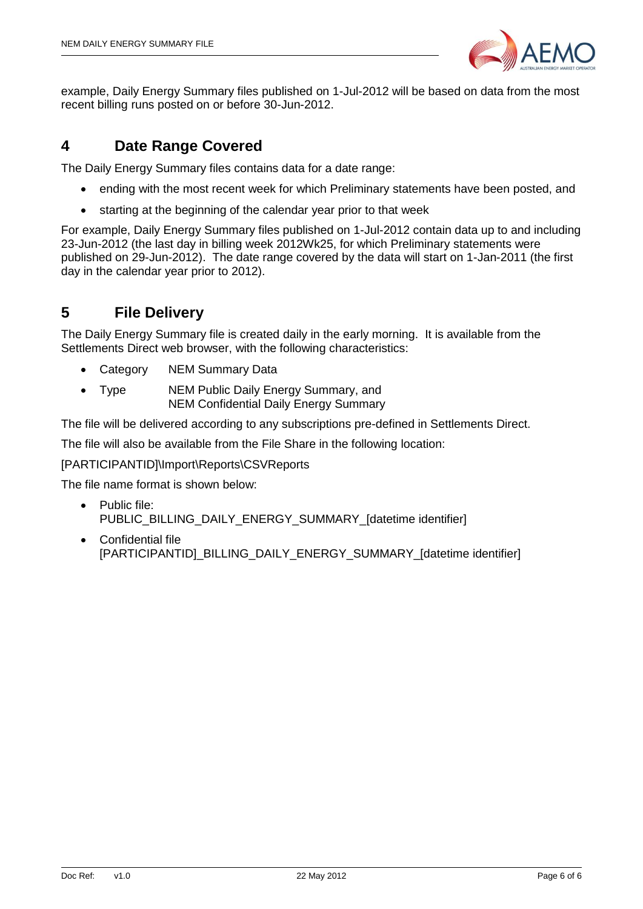example, Daily Energy Summary files published on 1-Jul-2012 will be based on data from the most recent billing runs posted on or before 30-Jun-2012.

## 4 Date Range Covered

The Daily Energy Summary files contains data for a date range:

- ending with the most recent week for which Preliminary statements have been posted, and
- starting at the beginning of the calendar year prior to that week

For example, Daily Energy Summary files published on 1-Jul-2012 contain data up to and including 23-Jun-2012 (the last day in billing week 2012Wk25, for which Preliminary statements were published on 29-Jun-2012). The date range covered by the data will start on 1-Jan-2011 (the first day in the calendar year prior to 2012).

## 5 File Delivery

The Daily Energy Summary file is created daily in the early morning. It is available from the Settlements Direct web browser, with the following characteristics:

- Category NEM Summary Data
- Type NEM Public Daily Energy Summary, and
  NEM Confidential Daily Energy Summary

The file will be delivered according to any subscriptions pre-defined in Settlements Direct.

The file will also be available from the File Share in the following location:

[PARTICIPANTID]\Import\Reports\CSVReports

The file name format is shown below:

- Public file:
  PUBLIC_BILLING_DAILY_ENERGY_SUMMARY_[datetime identifier]
- Confidential file
  [PARTICIPANTID]_BILLING_DAILY_ENERGY_SUMMARY_[datetime identifier]